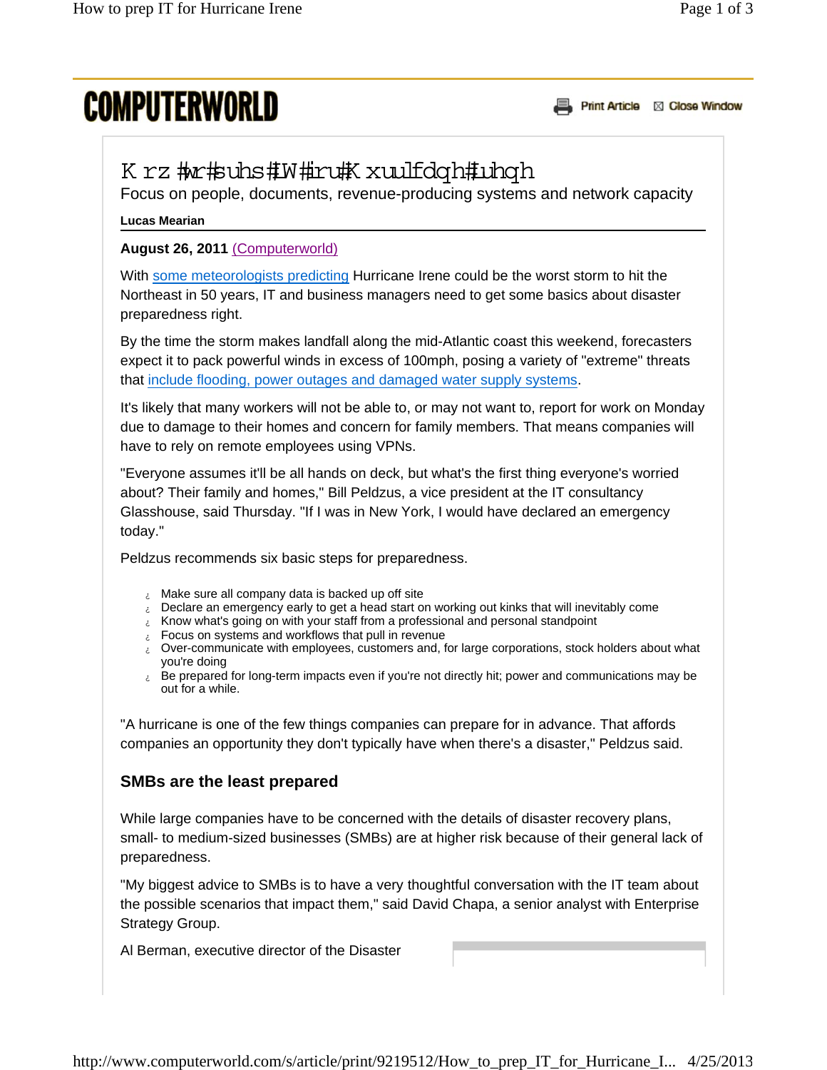# How to prep IT for Hurricane Irene

Focus on people, documents, revenue-producing systems and network capacity

**Lucas Mearian**

**August 26, 2011** (Computerworld)

With some meteorologists predicting Hurricane Irene could be the worst storm to hit the Northeast in 50 years, IT and business managers need to get some basics about disaster preparedness right.

By the time the storm makes landfall along the mid-Atlantic coast this weekend, forecasters expect it to pack powerful winds in excess of 100mph, posing a variety of "extreme" threats that include flooding, power outages and damaged water supply systems.

It's likely that many workers will not be able to, or may not want to, report for work on Monday due to damage to their homes and concern for family members. That means companies will have to rely on remote employees using VPNs.

"Everyone assumes it'll be all hands on deck, but what's the first thing everyone's worried about? Their family and homes," Bill Peldzus, a vice president at the IT consultancy Glasshouse, said Thursday. "If I was in New York, I would have declared an emergency today."

Peldzus recommends six basic steps for preparedness.

- Make sure all company data is backed up off site
- Declare an emergency early to get a head start on working out kinks that will inevitably come
- Know what's going on with your staff from a professional and personal standpoint
- Focus on systems and workflows that pull in revenue
- Over-communicate with employees, customers and, for large corporations, stock holders about what you're doing
- Be prepared for long-term impacts even if you're not directly hit; power and communications may be out for a while.

"A hurricane is one of the few things companies can prepare for in advance. That affords companies an opportunity they don't typically have when there's a disaster," Peldzus said.

## SMBs are the least prepared

While large companies have to be concerned with the details of disaster recovery plans, small- to medium-sized businesses (SMBs) are at higher risk because of their general lack of preparedness.

"My biggest advice to SMBs is to have a very thoughtful conversation with the IT team about the possible scenarios that impact them," said David Chapa, a senior analyst with Enterprise Strategy Group.

Al Berman, executive director of the Disaster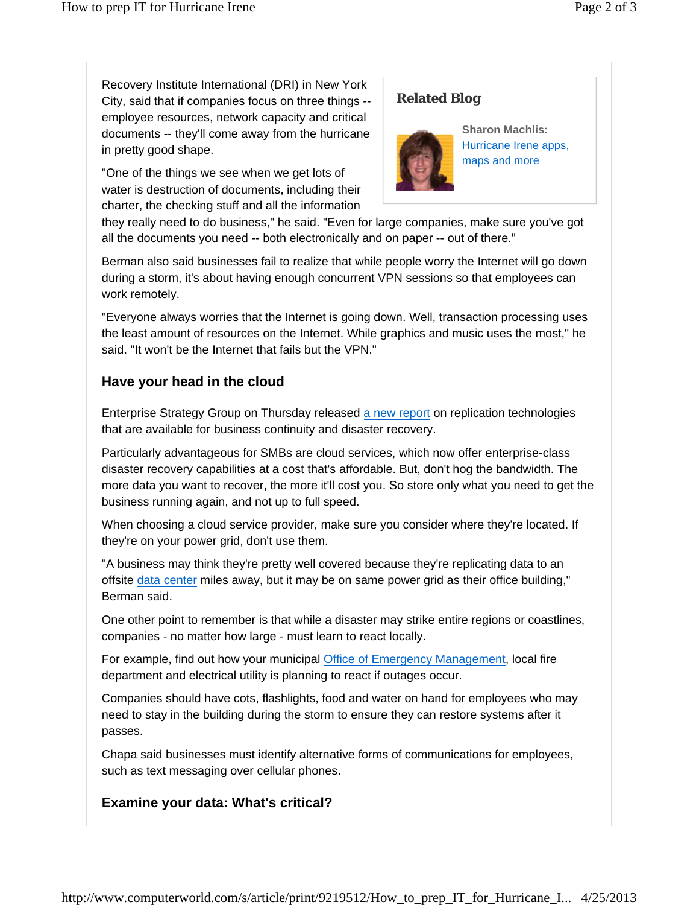Recovery Institute International (DRI) in New York City, said that if companies focus on three things -- employee resources, network capacity and critical documents -- they'll come away from the hurricane in pretty good shape.

"One of the things we see when we get lots of water is destruction of documents, including their charter, the checking stuff and all the information they really need to do business," he said. "Even for large companies, make sure you've got all the documents you need -- both electronically and on paper -- out of there."

**Related Blog**

**Sharon Machlis:** Hurricane Irene apps, maps and more

Berman also said businesses fail to realize that while people worry the Internet will go down during a storm, it's about having enough concurrent VPN sessions so that employees can work remotely.

"Everyone always worries that the Internet is going down. Well, transaction processing uses the least amount of resources on the Internet. While graphics and music uses the most," he said. "It won't be the Internet that fails but the VPN."

### Have your head in the cloud

Enterprise Strategy Group on Thursday released a new report on replication technologies that are available for business continuity and disaster recovery.

Particularly advantageous for SMBs are cloud services, which now offer enterprise-class disaster recovery capabilities at a cost that's affordable. But, don't hog the bandwidth. The more data you want to recover, the more it'll cost you. So store only what you need to get the business running again, and not up to full speed.

When choosing a cloud service provider, make sure you consider where they're located. If they're on your power grid, don't use them.

"A business may think they're pretty well covered because they're replicating data to an offsite data center miles away, but it may be on same power grid as their office building," Berman said.

One other point to remember is that while a disaster may strike entire regions or coastlines, companies - no matter how large - must learn to react locally.

For example, find out how your municipal Office of Emergency Management, local fire department and electrical utility is planning to react if outages occur.

Companies should have cots, flashlights, food and water on hand for employees who may need to stay in the building during the storm to ensure they can restore systems after it passes.

Chapa said businesses must identify alternative forms of communications for employees, such as text messaging over cellular phones.

### Examine your data: What's critical?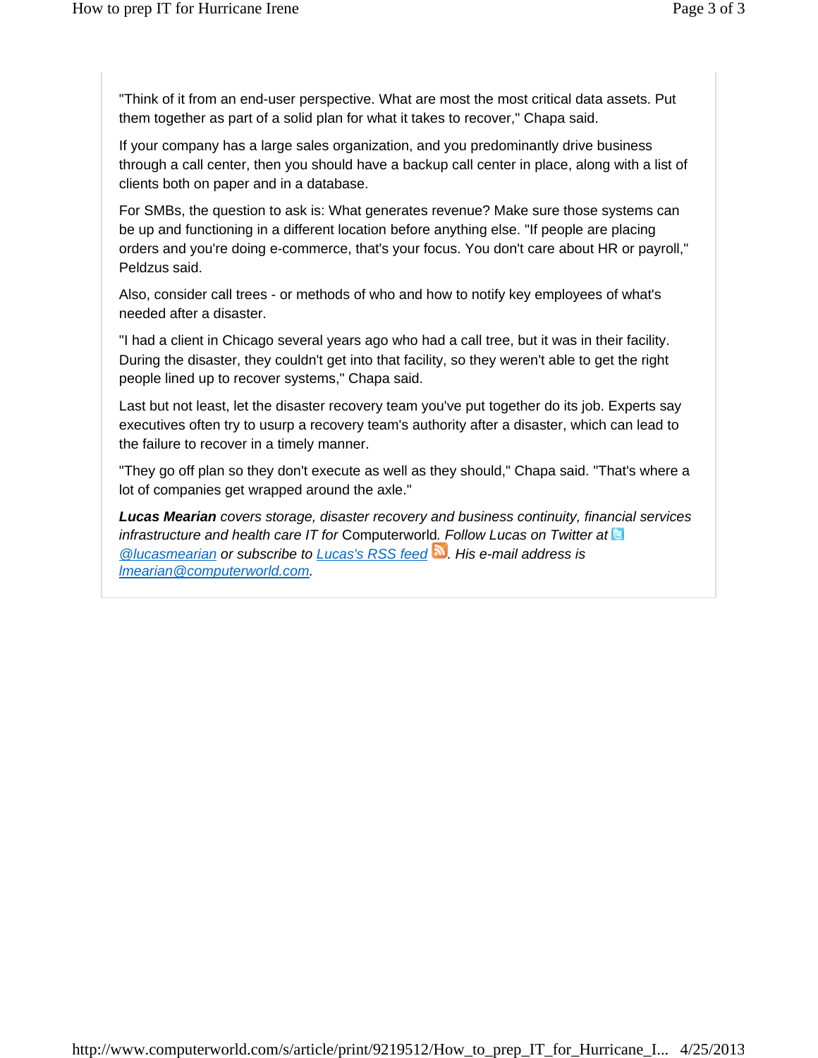"Think of it from an end-user perspective. What are most the most critical data assets. Put them together as part of a solid plan for what it takes to recover," Chapa said.

If your company has a large sales organization, and you predominantly drive business through a call center, then you should have a backup call center in place, along with a list of clients both on paper and in a database.

For SMBs, the question to ask is: What generates revenue? Make sure those systems can be up and functioning in a different location before anything else. "If people are placing orders and you're doing e-commerce, that's your focus. You don't care about HR or payroll," Peldzus said.

Also, consider call trees - or methods of who and how to notify key employees of what's needed after a disaster.

"I had a client in Chicago several years ago who had a call tree, but it was in their facility. During the disaster, they couldn't get into that facility, so they weren't able to get the right people lined up to recover systems," Chapa said.

Last but not least, let the disaster recovery team you've put together do its job. Experts say executives often try to usurp a recovery team's authority after a disaster, which can lead to the failure to recover in a timely manner.

"They go off plan so they don't execute as well as they should," Chapa said. "That's where a lot of companies get wrapped around the axle."

***Lucas Mearian** covers storage, disaster recovery and business continuity, financial services infrastructure and health care IT for* Computerworld*. Follow Lucas on Twitter at @lucasmearian or subscribe to Lucas's RSS feed. His e-mail address is lmearian@computerworld.com.*